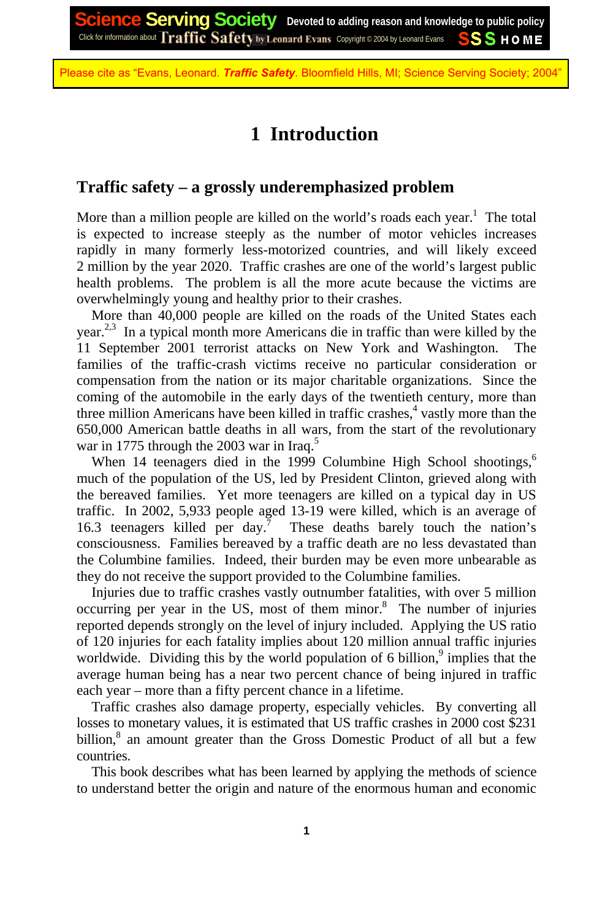Science Serving Society Devoted to adding reason and knowledge to public policy
Click for information about Traffic Safety by Leonard Evans Copyright © 2004 by Leonard Evans SSS HOME

Please cite as "Evans, Leonard. ***Traffic Safety***. Bloomfield Hills, MI; Science Serving Society; 2004"

# 1 Introduction

## Traffic safety – a grossly underemphasized problem

More than a million people are killed on the world's roads each year.[1] The total is expected to increase steeply as the number of motor vehicles increases rapidly in many formerly less-motorized countries, and will likely exceed 2 million by the year 2020. Traffic crashes are one of the world's largest public health problems. The problem is all the more acute because the victims are overwhelmingly young and healthy prior to their crashes.

More than 40,000 people are killed on the roads of the United States each year.[2,3] In a typical month more Americans die in traffic than were killed by the 11 September 2001 terrorist attacks on New York and Washington. The families of the traffic-crash victims receive no particular consideration or compensation from the nation or its major charitable organizations. Since the coming of the automobile in the early days of the twentieth century, more than three million Americans have been killed in traffic crashes,[4] vastly more than the 650,000 American battle deaths in all wars, from the start of the revolutionary war in 1775 through the 2003 war in Iraq.[5]

When 14 teenagers died in the 1999 Columbine High School shootings,[6] much of the population of the US, led by President Clinton, grieved along with the bereaved families. Yet more teenagers are killed on a typical day in US traffic. In 2002, 5,933 people aged 13-19 were killed, which is an average of 16.3 teenagers killed per day.[7] These deaths barely touch the nation's consciousness. Families bereaved by a traffic death are no less devastated than the Columbine families. Indeed, their burden may be even more unbearable as they do not receive the support provided to the Columbine families.

Injuries due to traffic crashes vastly outnumber fatalities, with over 5 million occurring per year in the US, most of them minor.[8] The number of injuries reported depends strongly on the level of injury included. Applying the US ratio of 120 injuries for each fatality implies about 120 million annual traffic injuries worldwide. Dividing this by the world population of 6 billion,[9] implies that the average human being has a near two percent chance of being injured in traffic each year – more than a fifty percent chance in a lifetime.

Traffic crashes also damage property, especially vehicles. By converting all losses to monetary values, it is estimated that US traffic crashes in 2000 cost $231 billion,[8] an amount greater than the Gross Domestic Product of all but a few countries.

This book describes what has been learned by applying the methods of science to understand better the origin and nature of the enormous human and economic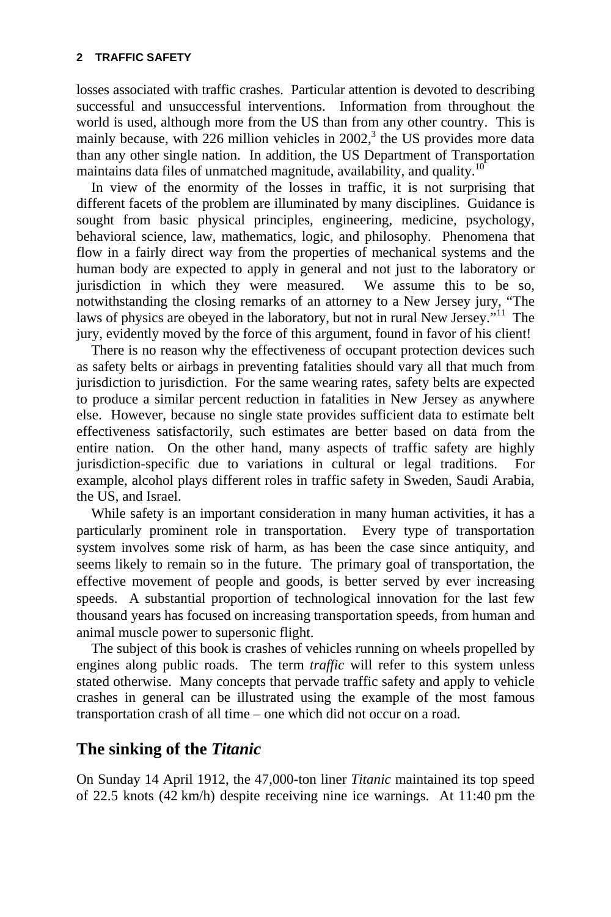losses associated with traffic crashes. Particular attention is devoted to describing successful and unsuccessful interventions. Information from throughout the world is used, although more from the US than from any other country. This is mainly because, with 226 million vehicles in 2002,[3] the US provides more data than any other single nation. In addition, the US Department of Transportation maintains data files of unmatched magnitude, availability, and quality.[10]

In view of the enormity of the losses in traffic, it is not surprising that different facets of the problem are illuminated by many disciplines. Guidance is sought from basic physical principles, engineering, medicine, psychology, behavioral science, law, mathematics, logic, and philosophy. Phenomena that flow in a fairly direct way from the properties of mechanical systems and the human body are expected to apply in general and not just to the laboratory or jurisdiction in which they were measured. We assume this to be so, notwithstanding the closing remarks of an attorney to a New Jersey jury, "The laws of physics are obeyed in the laboratory, but not in rural New Jersey."[11] The jury, evidently moved by the force of this argument, found in favor of his client!

There is no reason why the effectiveness of occupant protection devices such as safety belts or airbags in preventing fatalities should vary all that much from jurisdiction to jurisdiction. For the same wearing rates, safety belts are expected to produce a similar percent reduction in fatalities in New Jersey as anywhere else. However, because no single state provides sufficient data to estimate belt effectiveness satisfactorily, such estimates are better based on data from the entire nation. On the other hand, many aspects of traffic safety are highly jurisdiction-specific due to variations in cultural or legal traditions. For example, alcohol plays different roles in traffic safety in Sweden, Saudi Arabia, the US, and Israel.

While safety is an important consideration in many human activities, it has a particularly prominent role in transportation. Every type of transportation system involves some risk of harm, as has been the case since antiquity, and seems likely to remain so in the future. The primary goal of transportation, the effective movement of people and goods, is better served by ever increasing speeds. A substantial proportion of technological innovation for the last few thousand years has focused on increasing transportation speeds, from human and animal muscle power to supersonic flight.

The subject of this book is crashes of vehicles running on wheels propelled by engines along public roads. The term *traffic* will refer to this system unless stated otherwise. Many concepts that pervade traffic safety and apply to vehicle crashes in general can be illustrated using the example of the most famous transportation crash of all time – one which did not occur on a road.

## The sinking of the *Titanic*

On Sunday 14 April 1912, the 47,000-ton liner *Titanic* maintained its top speed of 22.5 knots (42 km/h) despite receiving nine ice warnings. At 11:40 pm the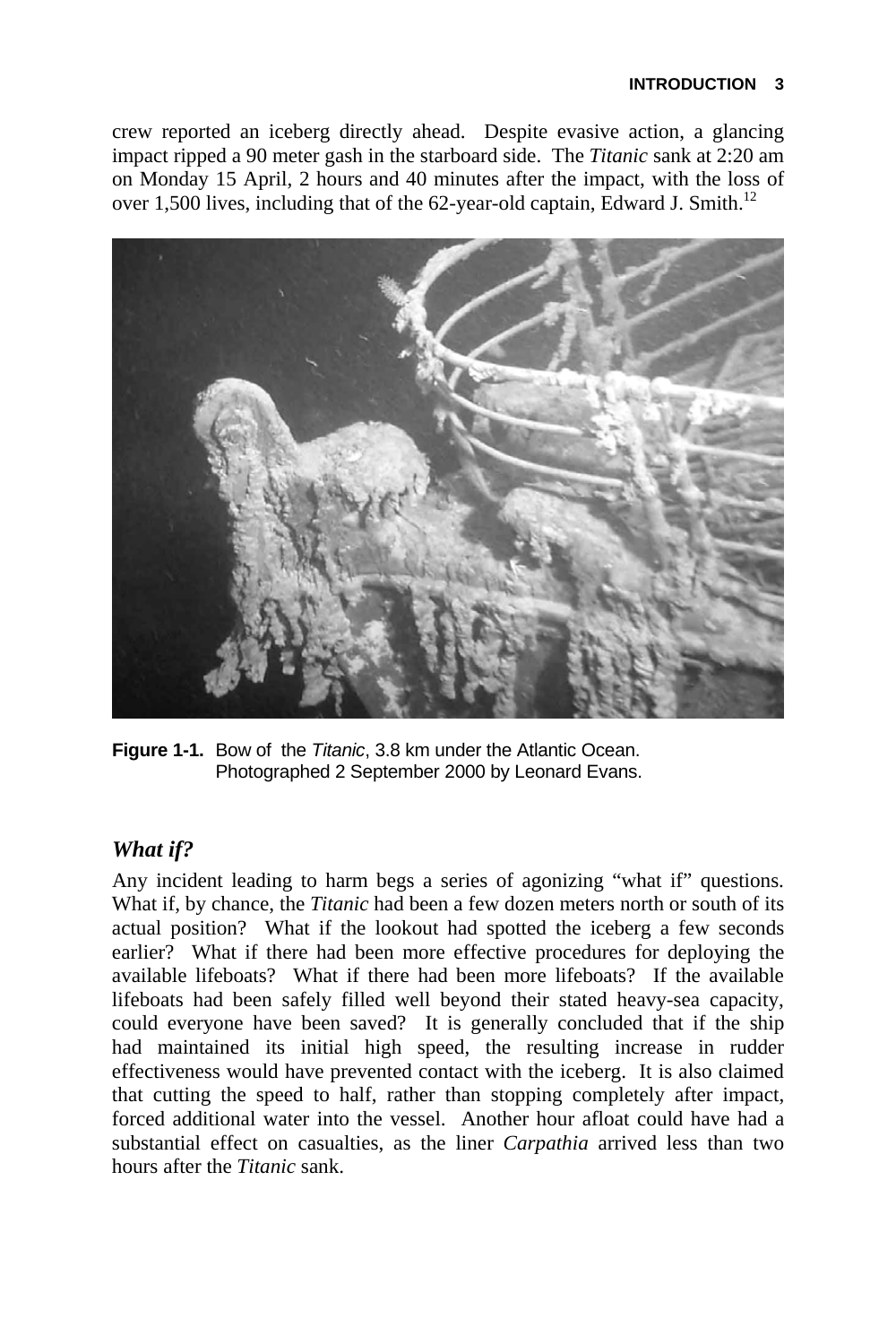crew reported an iceberg directly ahead. Despite evasive action, a glancing impact ripped a 90 meter gash in the starboard side. The *Titanic* sank at 2:20 am on Monday 15 April, 2 hours and 40 minutes after the impact, with the loss of over 1,500 lives, including that of the 62-year-old captain, Edward J. Smith.[12]

**Figure 1-1.** Bow of the *Titanic*, 3.8 km under the Atlantic Ocean. Photographed 2 September 2000 by Leonard Evans.

### *What if?*

Any incident leading to harm begs a series of agonizing "what if" questions. What if, by chance, the *Titanic* had been a few dozen meters north or south of its actual position? What if the lookout had spotted the iceberg a few seconds earlier? What if there had been more effective procedures for deploying the available lifeboats? What if there had been more lifeboats? If the available lifeboats had been safely filled well beyond their stated heavy-sea capacity, could everyone have been saved? It is generally concluded that if the ship had maintained its initial high speed, the resulting increase in rudder effectiveness would have prevented contact with the iceberg. It is also claimed that cutting the speed to half, rather than stopping completely after impact, forced additional water into the vessel. Another hour afloat could have had a substantial effect on casualties, as the liner *Carpathia* arrived less than two hours after the *Titanic* sank.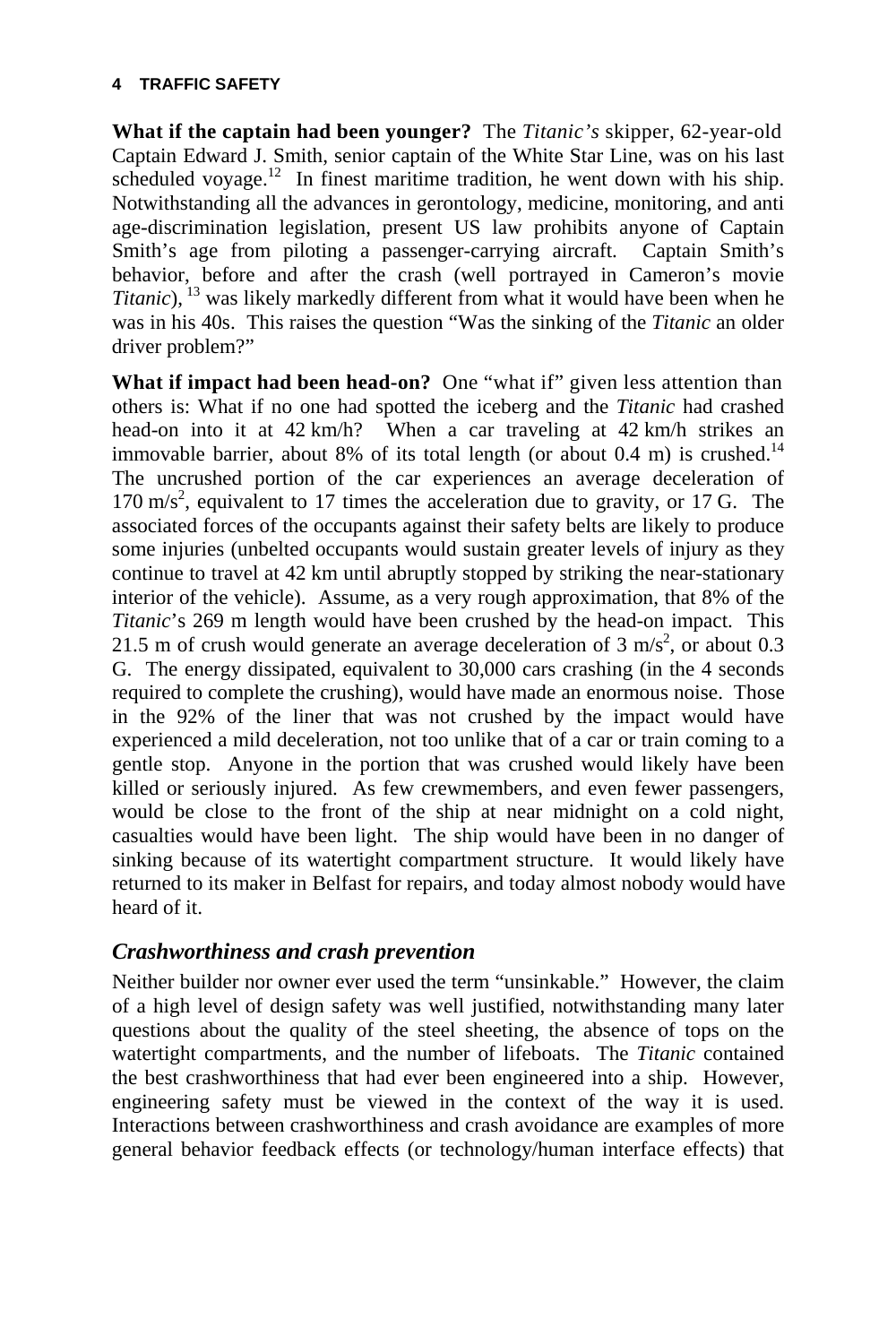**What if the captain had been younger?** The *Titanic's* skipper, 62-year-old Captain Edward J. Smith, senior captain of the White Star Line, was on his last scheduled voyage.[12] In finest maritime tradition, he went down with his ship. Notwithstanding all the advances in gerontology, medicine, monitoring, and anti age-discrimination legislation, present US law prohibits anyone of Captain Smith's age from piloting a passenger-carrying aircraft. Captain Smith's behavior, before and after the crash (well portrayed in Cameron's movie *Titanic*), [13] was likely markedly different from what it would have been when he was in his 40s. This raises the question "Was the sinking of the *Titanic* an older driver problem?"

**What if impact had been head-on?** One "what if" given less attention than others is: What if no one had spotted the iceberg and the *Titanic* had crashed head-on into it at 42 km/h? When a car traveling at 42 km/h strikes an immovable barrier, about 8% of its total length (or about 0.4 m) is crushed.[14] The uncrushed portion of the car experiences an average deceleration of 170 m/s$^2$, equivalent to 17 times the acceleration due to gravity, or 17 G. The associated forces of the occupants against their safety belts are likely to produce some injuries (unbelted occupants would sustain greater levels of injury as they continue to travel at 42 km until abruptly stopped by striking the near-stationary interior of the vehicle). Assume, as a very rough approximation, that 8% of the *Titanic*'s 269 m length would have been crushed by the head-on impact. This 21.5 m of crush would generate an average deceleration of 3 m/s$^2$, or about 0.3 G. The energy dissipated, equivalent to 30,000 cars crashing (in the 4 seconds required to complete the crushing), would have made an enormous noise. Those in the 92% of the liner that was not crushed by the impact would have experienced a mild deceleration, not too unlike that of a car or train coming to a gentle stop. Anyone in the portion that was crushed would likely have been killed or seriously injured. As few crewmembers, and even fewer passengers, would be close to the front of the ship at near midnight on a cold night, casualties would have been light. The ship would have been in no danger of sinking because of its watertight compartment structure. It would likely have returned to its maker in Belfast for repairs, and today almost nobody would have heard of it.

### *Crashworthiness and crash prevention*

Neither builder nor owner ever used the term "unsinkable." However, the claim of a high level of design safety was well justified, notwithstanding many later questions about the quality of the steel sheeting, the absence of tops on the watertight compartments, and the number of lifeboats. The *Titanic* contained the best crashworthiness that had ever been engineered into a ship. However, engineering safety must be viewed in the context of the way it is used. Interactions between crashworthiness and crash avoidance are examples of more general behavior feedback effects (or technology/human interface effects) that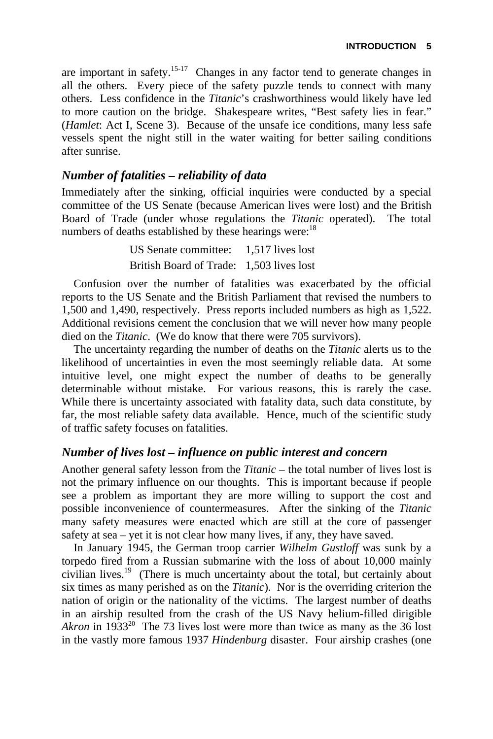are important in safety.[15-17] Changes in any factor tend to generate changes in all the others. Every piece of the safety puzzle tends to connect with many others. Less confidence in the *Titanic*'s crashworthiness would likely have led to more caution on the bridge. Shakespeare writes, "Best safety lies in fear." (*Hamlet*: Act I, Scene 3). Because of the unsafe ice conditions, many less safe vessels spent the night still in the water waiting for better sailing conditions after sunrise.

### *Number of fatalities – reliability of data*

Immediately after the sinking, official inquiries were conducted by a special committee of the US Senate (because American lives were lost) and the British Board of Trade (under whose regulations the *Titanic* operated). The total numbers of deaths established by these hearings were:[18]

US Senate committee: 1,517 lives lost
British Board of Trade: 1,503 lives lost

Confusion over the number of fatalities was exacerbated by the official reports to the US Senate and the British Parliament that revised the numbers to 1,500 and 1,490, respectively. Press reports included numbers as high as 1,522. Additional revisions cement the conclusion that we will never how many people died on the *Titanic*. (We do know that there were 705 survivors).

The uncertainty regarding the number of deaths on the *Titanic* alerts us to the likelihood of uncertainties in even the most seemingly reliable data. At some intuitive level, one might expect the number of deaths to be generally determinable without mistake. For various reasons, this is rarely the case. While there is uncertainty associated with fatality data, such data constitute, by far, the most reliable safety data available. Hence, much of the scientific study of traffic safety focuses on fatalities.

### *Number of lives lost – influence on public interest and concern*

Another general safety lesson from the *Titanic* – the total number of lives lost is not the primary influence on our thoughts. This is important because if people see a problem as important they are more willing to support the cost and possible inconvenience of countermeasures. After the sinking of the *Titanic* many safety measures were enacted which are still at the core of passenger safety at sea – yet it is not clear how many lives, if any, they have saved.

In January 1945, the German troop carrier *Wilhelm Gustloff* was sunk by a torpedo fired from a Russian submarine with the loss of about 10,000 mainly civilian lives.[19] (There is much uncertainty about the total, but certainly about six times as many perished as on the *Titanic*). Nor is the overriding criterion the nation of origin or the nationality of the victims. The largest number of deaths in an airship resulted from the crash of the US Navy helium-filled dirigible *Akron* in 1933[20] The 73 lives lost were more than twice as many as the 36 lost in the vastly more famous 1937 *Hindenburg* disaster. Four airship crashes (one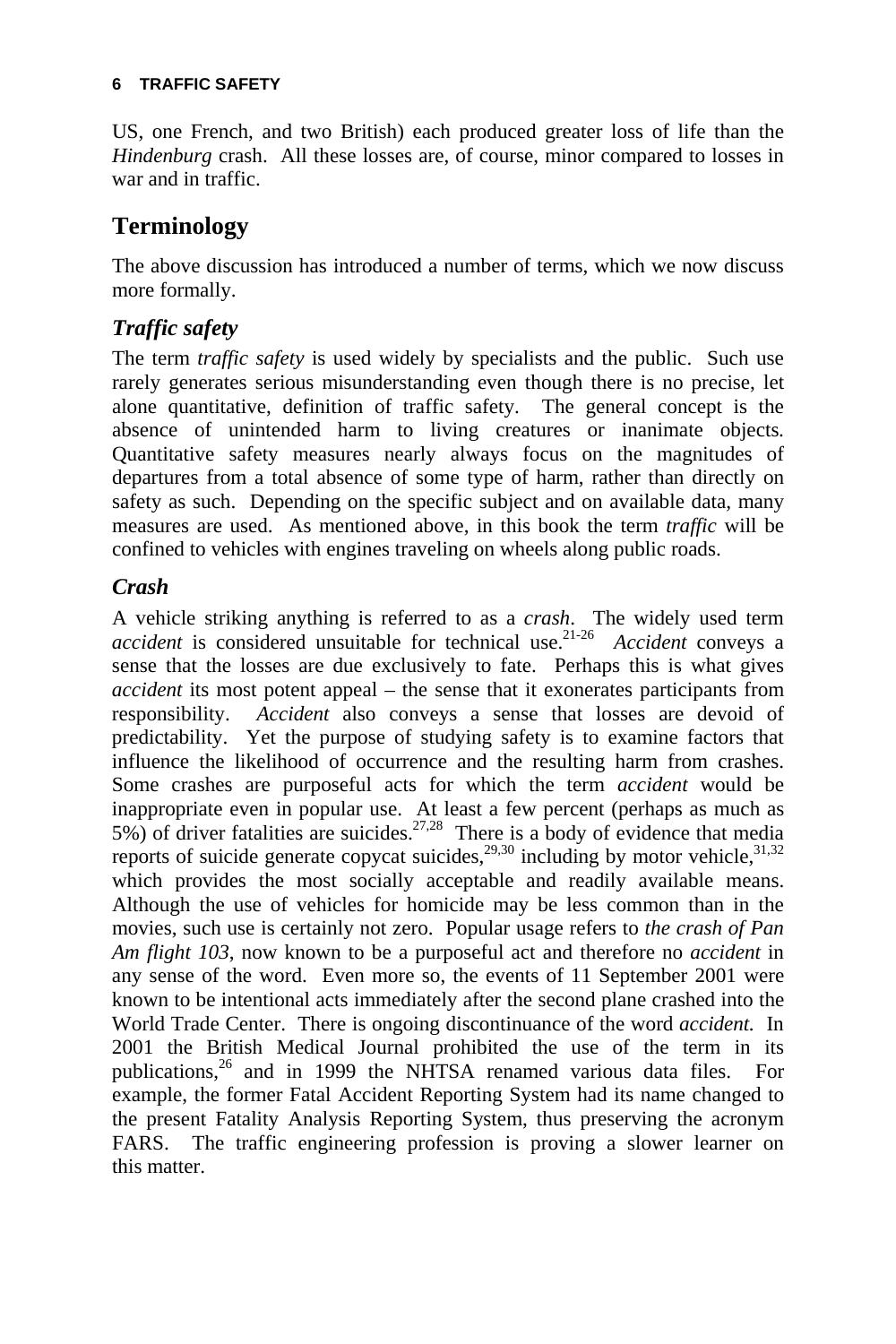US, one French, and two British) each produced greater loss of life than the *Hindenburg* crash. All these losses are, of course, minor compared to losses in war and in traffic.

## Terminology

The above discussion has introduced a number of terms, which we now discuss more formally.

### *Traffic safety*

The term *traffic safety* is used widely by specialists and the public. Such use rarely generates serious misunderstanding even though there is no precise, let alone quantitative, definition of traffic safety. The general concept is the absence of unintended harm to living creatures or inanimate objects. Quantitative safety measures nearly always focus on the magnitudes of departures from a total absence of some type of harm, rather than directly on safety as such. Depending on the specific subject and on available data, many measures are used. As mentioned above, in this book the term *traffic* will be confined to vehicles with engines traveling on wheels along public roads.

### *Crash*

A vehicle striking anything is referred to as a *crash*. The widely used term *accident* is considered unsuitable for technical use.[21-26] *Accident* conveys a sense that the losses are due exclusively to fate. Perhaps this is what gives *accident* its most potent appeal – the sense that it exonerates participants from responsibility. *Accident* also conveys a sense that losses are devoid of predictability. Yet the purpose of studying safety is to examine factors that influence the likelihood of occurrence and the resulting harm from crashes. Some crashes are purposeful acts for which the term *accident* would be inappropriate even in popular use. At least a few percent (perhaps as much as 5%) of driver fatalities are suicides.[27,28] There is a body of evidence that media reports of suicide generate copycat suicides,[29,30] including by motor vehicle,[31,32] which provides the most socially acceptable and readily available means. Although the use of vehicles for homicide may be less common than in the movies, such use is certainly not zero. Popular usage refers to *the crash of Pan Am flight 103*, now known to be a purposeful act and therefore no *accident* in any sense of the word. Even more so, the events of 11 September 2001 were known to be intentional acts immediately after the second plane crashed into the World Trade Center. There is ongoing discontinuance of the word *accident.* In 2001 the British Medical Journal prohibited the use of the term in its publications,[26] and in 1999 the NHTSA renamed various data files. For example, the former Fatal Accident Reporting System had its name changed to the present Fatality Analysis Reporting System, thus preserving the acronym FARS. The traffic engineering profession is proving a slower learner on this matter.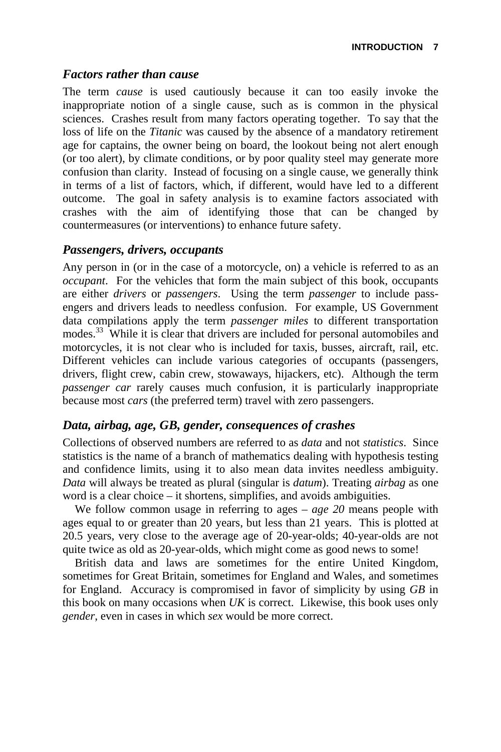### *Factors rather than cause*

The term *cause* is used cautiously because it can too easily invoke the inappropriate notion of a single cause, such as is common in the physical sciences. Crashes result from many factors operating together. To say that the loss of life on the *Titanic* was caused by the absence of a mandatory retirement age for captains, the owner being on board, the lookout being not alert enough (or too alert), by climate conditions, or by poor quality steel may generate more confusion than clarity. Instead of focusing on a single cause, we generally think in terms of a list of factors, which, if different, would have led to a different outcome. The goal in safety analysis is to examine factors associated with crashes with the aim of identifying those that can be changed by countermeasures (or interventions) to enhance future safety.

### *Passengers, drivers, occupants*

Any person in (or in the case of a motorcycle, on) a vehicle is referred to as an *occupant*. For the vehicles that form the main subject of this book, occupants are either *drivers* or *passengers*. Using the term *passenger* to include passengers and drivers leads to needless confusion. For example, US Government data compilations apply the term *passenger miles* to different transportation modes.[33] While it is clear that drivers are included for personal automobiles and motorcycles, it is not clear who is included for taxis, busses, aircraft, rail, etc. Different vehicles can include various categories of occupants (passengers, drivers, flight crew, cabin crew, stowaways, hijackers, etc). Although the term *passenger car* rarely causes much confusion, it is particularly inappropriate because most *cars* (the preferred term) travel with zero passengers.

### *Data, airbag, age, GB, gender, consequences of crashes*

Collections of observed numbers are referred to as *data* and not *statistics*. Since statistics is the name of a branch of mathematics dealing with hypothesis testing and confidence limits, using it to also mean data invites needless ambiguity. *Data* will always be treated as plural (singular is *datum*). Treating *airbag* as one word is a clear choice – it shortens, simplifies, and avoids ambiguities.

We follow common usage in referring to ages – *age 20* means people with ages equal to or greater than 20 years, but less than 21 years. This is plotted at 20.5 years, very close to the average age of 20-year-olds; 40-year-olds are not quite twice as old as 20-year-olds, which might come as good news to some!

British data and laws are sometimes for the entire United Kingdom, sometimes for Great Britain, sometimes for England and Wales, and sometimes for England. Accuracy is compromised in favor of simplicity by using *GB* in this book on many occasions when *UK* is correct. Likewise, this book uses only *gender*, even in cases in which *sex* would be more correct.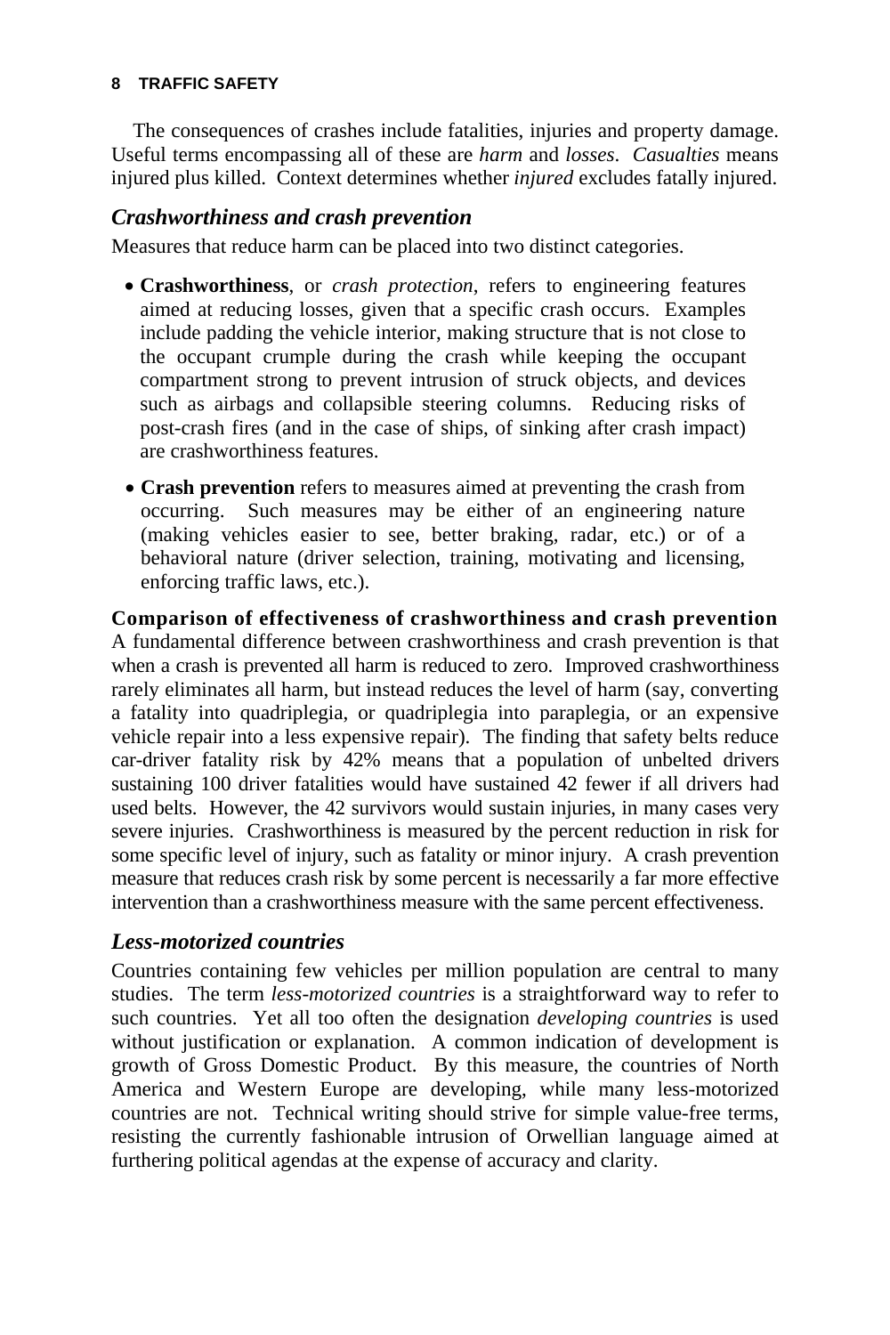The consequences of crashes include fatalities, injuries and property damage. Useful terms encompassing all of these are *harm* and *losses*. *Casualties* means injured plus killed. Context determines whether *injured* excludes fatally injured.

## *Crashworthiness and crash prevention*

Measures that reduce harm can be placed into two distinct categories.

- **Crashworthiness**, or *crash protection*, refers to engineering features aimed at reducing losses, given that a specific crash occurs. Examples include padding the vehicle interior, making structure that is not close to the occupant crumple during the crash while keeping the occupant compartment strong to prevent intrusion of struck objects, and devices such as airbags and collapsible steering columns. Reducing risks of post-crash fires (and in the case of ships, of sinking after crash impact) are crashworthiness features.
- **Crash prevention** refers to measures aimed at preventing the crash from occurring. Such measures may be either of an engineering nature (making vehicles easier to see, better braking, radar, etc.) or of a behavioral nature (driver selection, training, motivating and licensing, enforcing traffic laws, etc.).

### Comparison of effectiveness of crashworthiness and crash prevention

A fundamental difference between crashworthiness and crash prevention is that when a crash is prevented all harm is reduced to zero. Improved crashworthiness rarely eliminates all harm, but instead reduces the level of harm (say, converting a fatality into quadriplegia, or quadriplegia into paraplegia, or an expensive vehicle repair into a less expensive repair). The finding that safety belts reduce car-driver fatality risk by 42% means that a population of unbelted drivers sustaining 100 driver fatalities would have sustained 42 fewer if all drivers had used belts. However, the 42 survivors would sustain injuries, in many cases very severe injuries. Crashworthiness is measured by the percent reduction in risk for some specific level of injury, such as fatality or minor injury. A crash prevention measure that reduces crash risk by some percent is necessarily a far more effective intervention than a crashworthiness measure with the same percent effectiveness.

## *Less-motorized countries*

Countries containing few vehicles per million population are central to many studies. The term *less-motorized countries* is a straightforward way to refer to such countries. Yet all too often the designation *developing countries* is used without justification or explanation. A common indication of development is growth of Gross Domestic Product. By this measure, the countries of North America and Western Europe are developing, while many less-motorized countries are not. Technical writing should strive for simple value-free terms, resisting the currently fashionable intrusion of Orwellian language aimed at furthering political agendas at the expense of accuracy and clarity.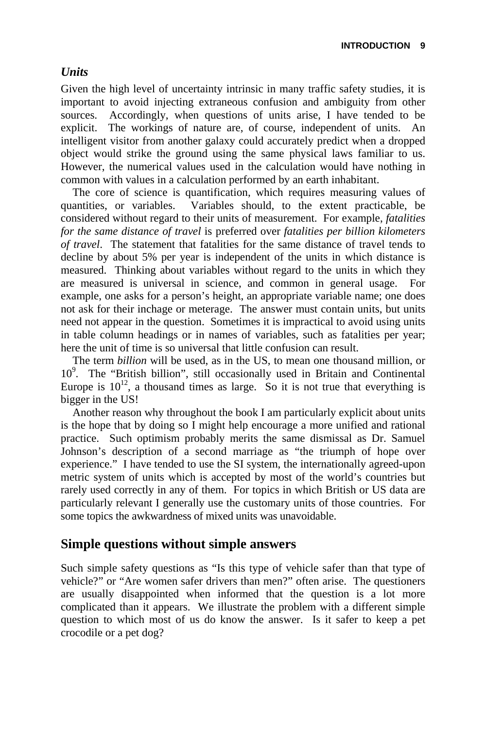### *Units*

Given the high level of uncertainty intrinsic in many traffic safety studies, it is important to avoid injecting extraneous confusion and ambiguity from other sources. Accordingly, when questions of units arise, I have tended to be explicit. The workings of nature are, of course, independent of units. An intelligent visitor from another galaxy could accurately predict when a dropped object would strike the ground using the same physical laws familiar to us. However, the numerical values used in the calculation would have nothing in common with values in a calculation performed by an earth inhabitant.

The core of science is quantification, which requires measuring values of quantities, or variables. Variables should, to the extent practicable, be considered without regard to their units of measurement. For example, *fatalities for the same distance of travel* is preferred over *fatalities per billion kilometers of travel*. The statement that fatalities for the same distance of travel tends to decline by about 5% per year is independent of the units in which distance is measured. Thinking about variables without regard to the units in which they are measured is universal in science, and common in general usage. For example, one asks for a person's height, an appropriate variable name; one does not ask for their inchage or meterage. The answer must contain units, but units need not appear in the question. Sometimes it is impractical to avoid using units in table column headings or in names of variables, such as fatalities per year; here the unit of time is so universal that little confusion can result.

The term *billion* will be used, as in the US, to mean one thousand million, or $10^9$. The "British billion", still occasionally used in Britain and Continental Europe is $10^{12}$, a thousand times as large. So it is not true that everything is bigger in the US!

Another reason why throughout the book I am particularly explicit about units is the hope that by doing so I might help encourage a more unified and rational practice. Such optimism probably merits the same dismissal as Dr. Samuel Johnson's description of a second marriage as "the triumph of hope over experience." I have tended to use the SI system, the internationally agreed-upon metric system of units which is accepted by most of the world's countries but rarely used correctly in any of them. For topics in which British or US data are particularly relevant I generally use the customary units of those countries. For some topics the awkwardness of mixed units was unavoidable.

## Simple questions without simple answers

Such simple safety questions as "Is this type of vehicle safer than that type of vehicle?" or "Are women safer drivers than men?" often arise. The questioners are usually disappointed when informed that the question is a lot more complicated than it appears. We illustrate the problem with a different simple question to which most of us do know the answer. Is it safer to keep a pet crocodile or a pet dog?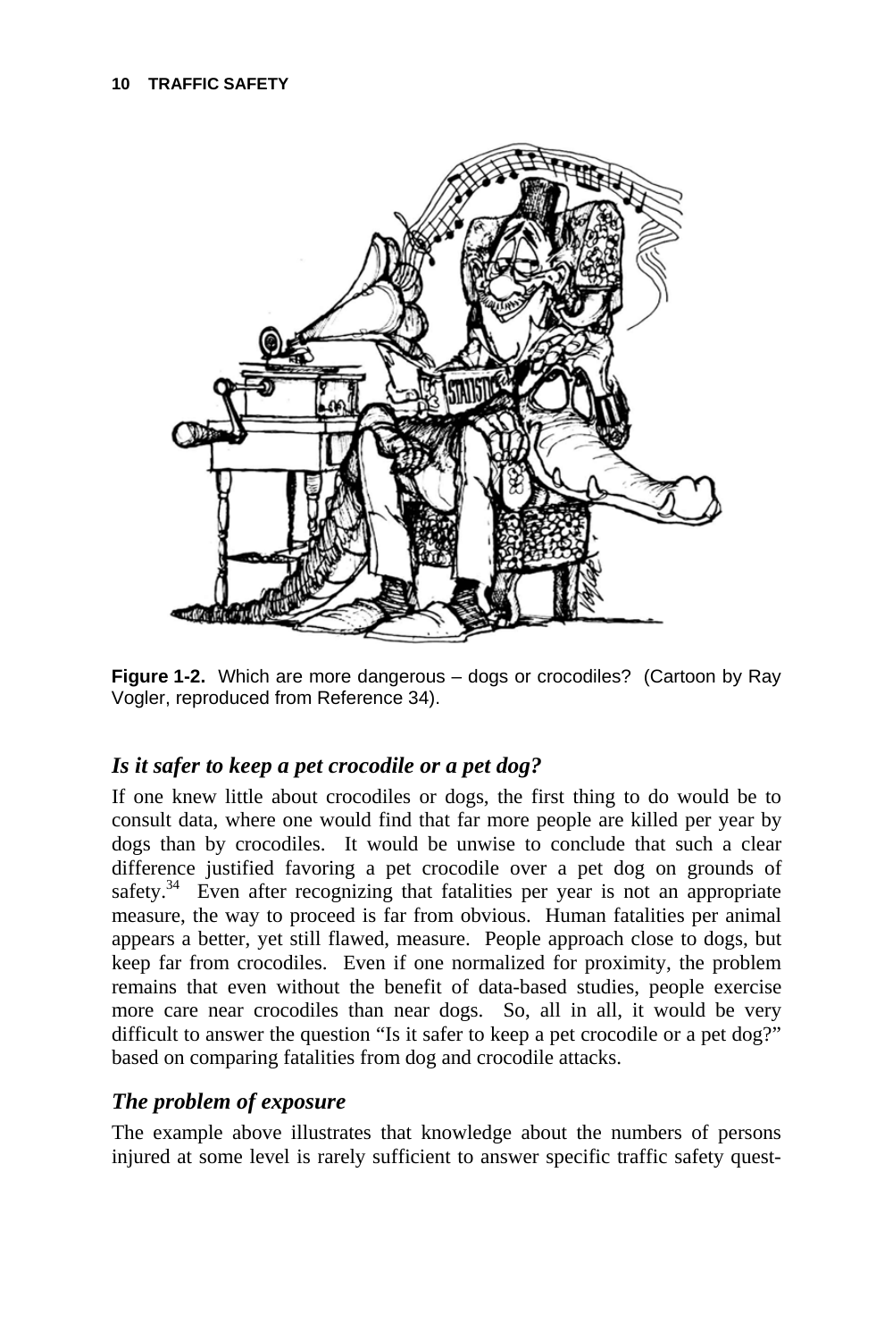**Figure 1-2.** Which are more dangerous – dogs or crocodiles? (Cartoon by Ray Vogler, reproduced from Reference 34).

### *Is it safer to keep a pet crocodile or a pet dog?*

If one knew little about crocodiles or dogs, the first thing to do would be to consult data, where one would find that far more people are killed per year by dogs than by crocodiles. It would be unwise to conclude that such a clear difference justified favoring a pet crocodile over a pet dog on grounds of safety.[34] Even after recognizing that fatalities per year is not an appropriate measure, the way to proceed is far from obvious. Human fatalities per animal appears a better, yet still flawed, measure. People approach close to dogs, but keep far from crocodiles. Even if one normalized for proximity, the problem remains that even without the benefit of data-based studies, people exercise more care near crocodiles than near dogs. So, all in all, it would be very difficult to answer the question "Is it safer to keep a pet crocodile or a pet dog?" based on comparing fatalities from dog and crocodile attacks.

### *The problem of exposure*

The example above illustrates that knowledge about the numbers of persons injured at some level is rarely sufficient to answer specific traffic safety quest-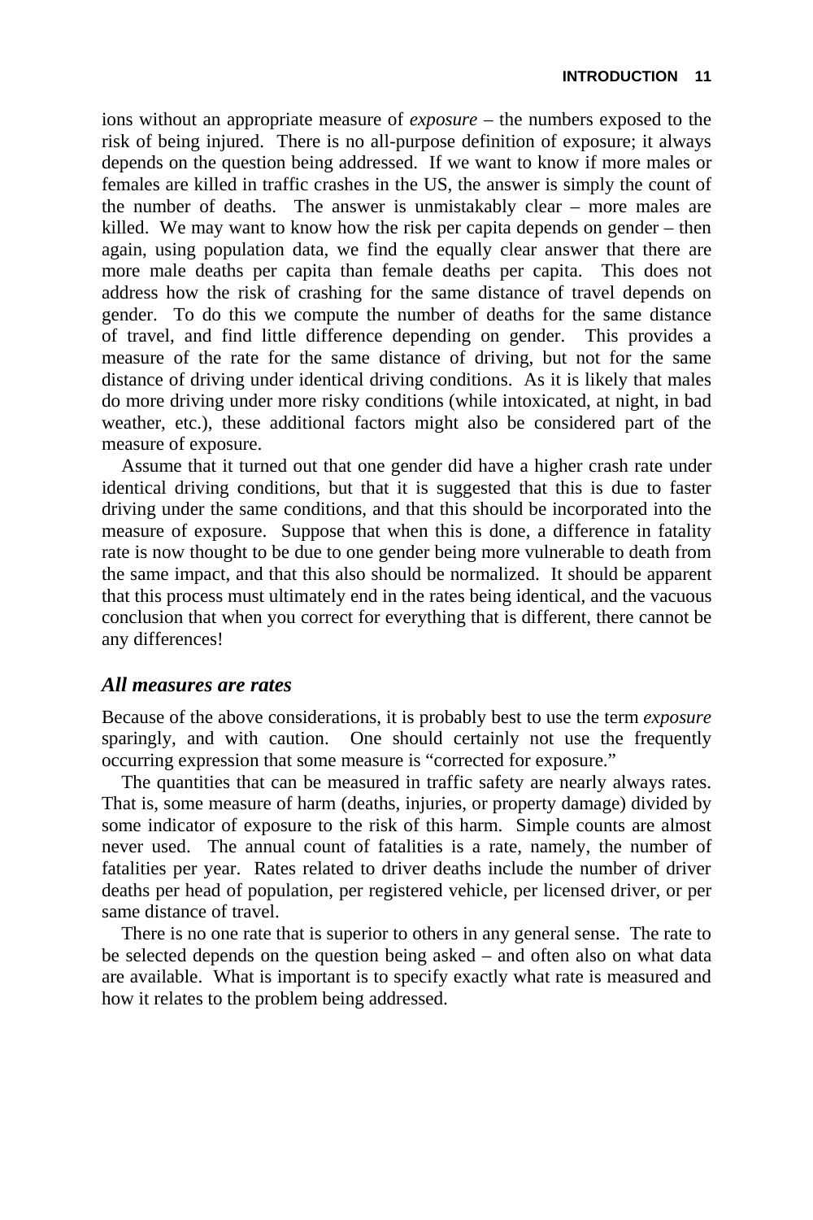ions without an appropriate measure of *exposure* – the numbers exposed to the risk of being injured. There is no all-purpose definition of exposure; it always depends on the question being addressed. If we want to know if more males or females are killed in traffic crashes in the US, the answer is simply the count of the number of deaths. The answer is unmistakably clear – more males are killed. We may want to know how the risk per capita depends on gender – then again, using population data, we find the equally clear answer that there are more male deaths per capita than female deaths per capita. This does not address how the risk of crashing for the same distance of travel depends on gender. To do this we compute the number of deaths for the same distance of travel, and find little difference depending on gender. This provides a measure of the rate for the same distance of driving, but not for the same distance of driving under identical driving conditions. As it is likely that males do more driving under more risky conditions (while intoxicated, at night, in bad weather, etc.), these additional factors might also be considered part of the measure of exposure.

Assume that it turned out that one gender did have a higher crash rate under identical driving conditions, but that it is suggested that this is due to faster driving under the same conditions, and that this should be incorporated into the measure of exposure. Suppose that when this is done, a difference in fatality rate is now thought to be due to one gender being more vulnerable to death from the same impact, and that this also should be normalized. It should be apparent that this process must ultimately end in the rates being identical, and the vacuous conclusion that when you correct for everything that is different, there cannot be any differences!

### *All measures are rates*

Because of the above considerations, it is probably best to use the term *exposure* sparingly, and with caution. One should certainly not use the frequently occurring expression that some measure is "corrected for exposure."

The quantities that can be measured in traffic safety are nearly always rates. That is, some measure of harm (deaths, injuries, or property damage) divided by some indicator of exposure to the risk of this harm. Simple counts are almost never used. The annual count of fatalities is a rate, namely, the number of fatalities per year. Rates related to driver deaths include the number of driver deaths per head of population, per registered vehicle, per licensed driver, or per same distance of travel.

There is no one rate that is superior to others in any general sense. The rate to be selected depends on the question being asked – and often also on what data are available. What is important is to specify exactly what rate is measured and how it relates to the problem being addressed.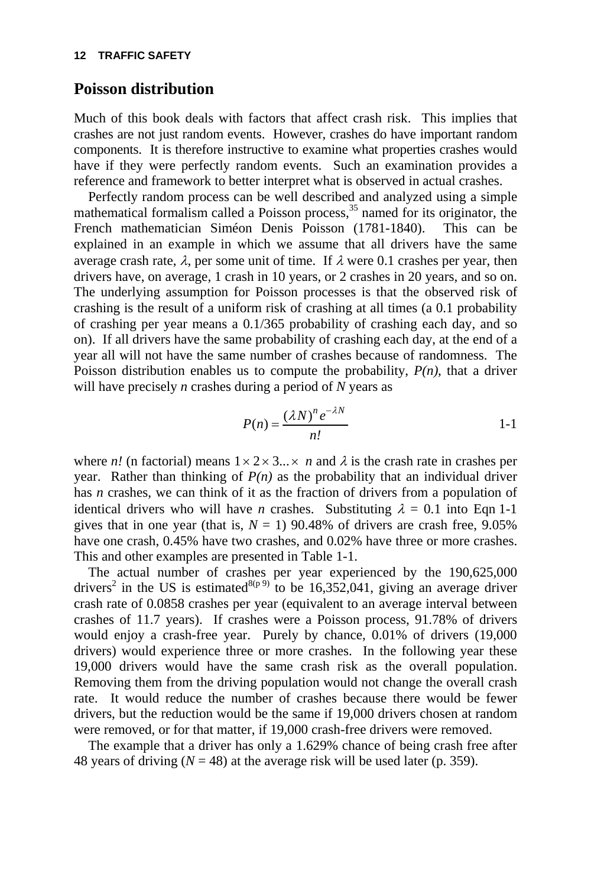## Poisson distribution

Much of this book deals with factors that affect crash risk. This implies that crashes are not just random events. However, crashes do have important random components. It is therefore instructive to examine what properties crashes would have if they were perfectly random events. Such an examination provides a reference and framework to better interpret what is observed in actual crashes.

Perfectly random process can be well described and analyzed using a simple mathematical formalism called a Poisson process,[35] named for its originator, the French mathematician Siméon Denis Poisson (1781-1840). This can be explained in an example in which we assume that all drivers have the same average crash rate, $\lambda$, per some unit of time. If $\lambda$ were 0.1 crashes per year, then drivers have, on average, 1 crash in 10 years, or 2 crashes in 20 years, and so on. The underlying assumption for Poisson processes is that the observed risk of crashing is the result of a uniform risk of crashing at all times (a 0.1 probability of crashing per year means a 0.1/365 probability of crashing each day, and so on). If all drivers have the same probability of crashing each day, at the end of a year all will not have the same number of crashes because of randomness. The Poisson distribution enables us to compute the probability, $P(n)$, that a driver will have precisely $n$ crashes during a period of $N$ years as

$$P(n) = \frac{(\lambda N)^n e^{-\lambda N}}{n!} \qquad \text{1-1}$$

where $n!$ (n factorial) means $1 \times 2 \times 3 ... \times n$ and $\lambda$ is the crash rate in crashes per year. Rather than thinking of $P(n)$ as the probability that an individual driver has $n$ crashes, we can think of it as the fraction of drivers from a population of identical drivers who will have $n$ crashes. Substituting $\lambda = 0.1$ into Eqn 1-1 gives that in one year (that is, $N = 1$) 90.48% of drivers are crash free, 9.05% have one crash, 0.45% have two crashes, and 0.02% have three or more crashes. This and other examples are presented in Table 1-1.

The actual number of crashes per year experienced by the 190,625,000 drivers[2] in the US is estimated[8(p 9)] to be 16,352,041, giving an average driver crash rate of 0.0858 crashes per year (equivalent to an average interval between crashes of 11.7 years). If crashes were a Poisson process, 91.78% of drivers would enjoy a crash-free year. Purely by chance, 0.01% of drivers (19,000 drivers) would experience three or more crashes. In the following year these 19,000 drivers would have the same crash risk as the overall population. Removing them from the driving population would not change the overall crash rate. It would reduce the number of crashes because there would be fewer drivers, but the reduction would be the same if 19,000 drivers chosen at random were removed, or for that matter, if 19,000 crash-free drivers were removed.

The example that a driver has only a 1.629% chance of being crash free after 48 years of driving ($N = 48$) at the average risk will be used later (p. 359).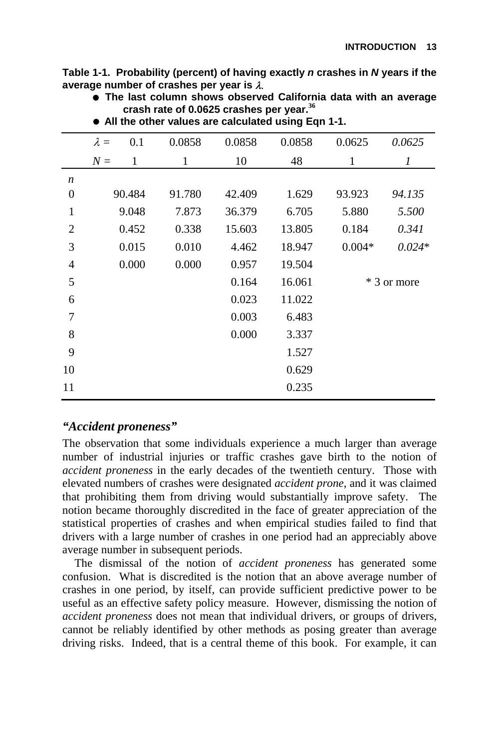**Table 1-1. Probability (percent) of having exactly *n* crashes in *N* years if the average number of crashes per year is $\lambda$.**

- **The last column shows observed California data with an average crash rate of 0.0625 crashes per year.[36]**
- **All the other values are calculated using Eqn 1-1.**

| | $\lambda$ = 0.1 | 0.0858 | 0.0858 | 0.0858 | 0.0625 | *0.0625* |
|---|---|---|---|---|---|---|
| | $N$ = 1 | 1 | 10 | 48 | 1 | *1* |
| *n* | | | | | | |
| 0 | 90.484 | 91.780 | 42.409 | 1.629 | 93.923 | *94.135* |
| 1 | 9.048 | 7.873 | 36.379 | 6.705 | 5.880 | *5.500* |
| 2 | 0.452 | 0.338 | 15.603 | 13.805 | 0.184 | *0.341* |
| 3 | 0.015 | 0.010 | 4.462 | 18.947 | 0.004* | *0.024** |
| 4 | 0.000 | 0.000 | 0.957 | 19.504 | | |
| 5 | | | 0.164 | 16.061 | * 3 or more | |
| 6 | | | 0.023 | 11.022 | | |
| 7 | | | 0.003 | 6.483 | | |
| 8 | | | 0.000 | 3.337 | | |
| 9 | | | | 1.527 | | |
| 10 | | | | 0.629 | | |
| 11 | | | | 0.235 | | |

### *"Accident proneness"*

The observation that some individuals experience a much larger than average number of industrial injuries or traffic crashes gave birth to the notion of *accident proneness* in the early decades of the twentieth century. Those with elevated numbers of crashes were designated *accident prone*, and it was claimed that prohibiting them from driving would substantially improve safety. The notion became thoroughly discredited in the face of greater appreciation of the statistical properties of crashes and when empirical studies failed to find that drivers with a large number of crashes in one period had an appreciably above average number in subsequent periods.

The dismissal of the notion of *accident proneness* has generated some confusion. What is discredited is the notion that an above average number of crashes in one period, by itself, can provide sufficient predictive power to be useful as an effective safety policy measure. However, dismissing the notion of *accident proneness* does not mean that individual drivers, or groups of drivers, cannot be reliably identified by other methods as posing greater than average driving risks. Indeed, that is a central theme of this book. For example, it can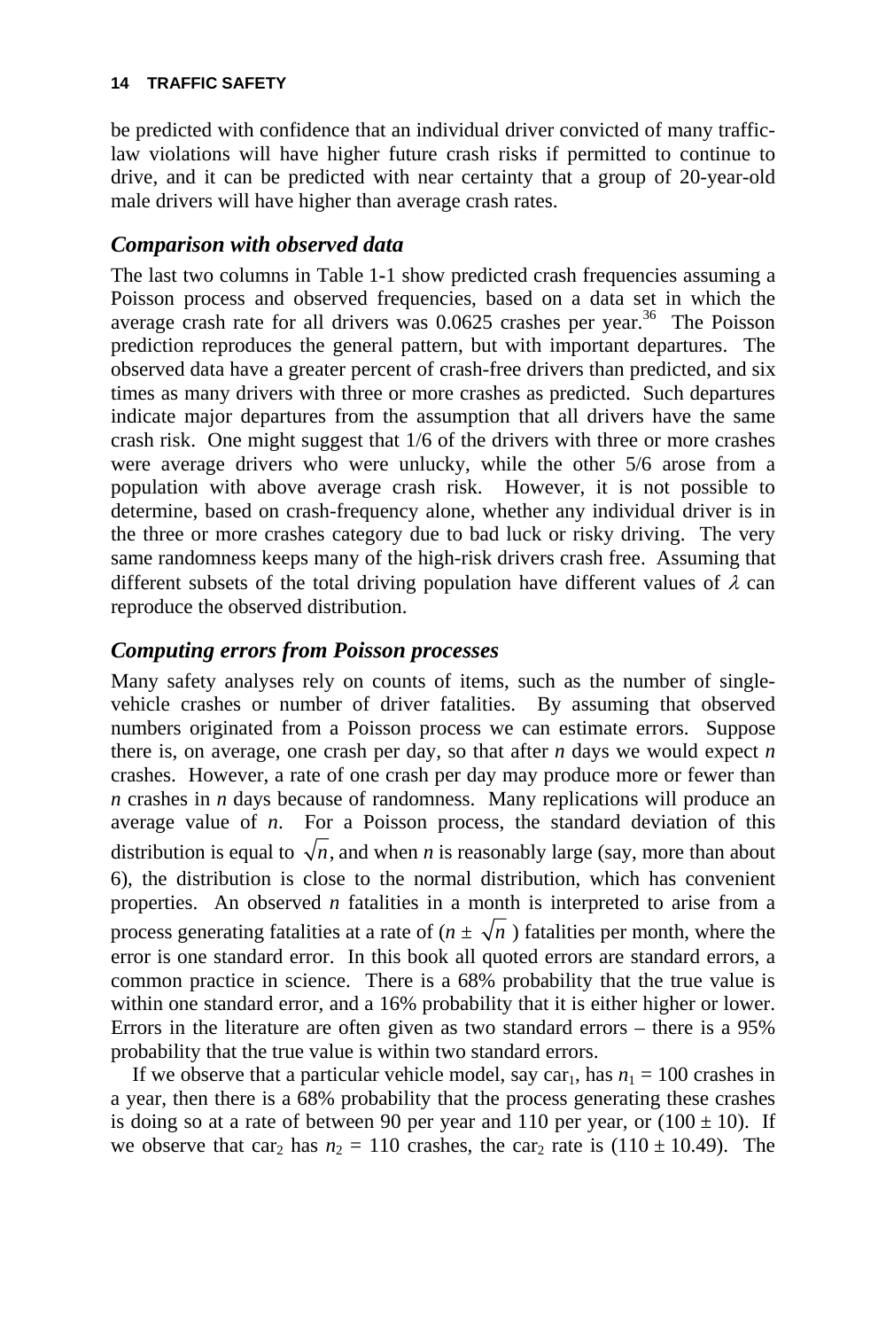be predicted with confidence that an individual driver convicted of many traffic-law violations will have higher future crash risks if permitted to continue to drive, and it can be predicted with near certainty that a group of 20-year-old male drivers will have higher than average crash rates.

### *Comparison with observed data*

The last two columns in Table 1-1 show predicted crash frequencies assuming a Poisson process and observed frequencies, based on a data set in which the average crash rate for all drivers was 0.0625 crashes per year.[36] The Poisson prediction reproduces the general pattern, but with important departures. The observed data have a greater percent of crash-free drivers than predicted, and six times as many drivers with three or more crashes as predicted. Such departures indicate major departures from the assumption that all drivers have the same crash risk. One might suggest that 1/6 of the drivers with three or more crashes were average drivers who were unlucky, while the other 5/6 arose from a population with above average crash risk. However, it is not possible to determine, based on crash-frequency alone, whether any individual driver is in the three or more crashes category due to bad luck or risky driving. The very same randomness keeps many of the high-risk drivers crash free. Assuming that different subsets of the total driving population have different values of $\lambda$ can reproduce the observed distribution.

### *Computing errors from Poisson processes*

Many safety analyses rely on counts of items, such as the number of single-vehicle crashes or number of driver fatalities. By assuming that observed numbers originated from a Poisson process we can estimate errors. Suppose there is, on average, one crash per day, so that after $n$ days we would expect $n$ crashes. However, a rate of one crash per day may produce more or fewer than $n$ crashes in $n$ days because of randomness. Many replications will produce an average value of $n$. For a Poisson process, the standard deviation of this distribution is equal to $\sqrt{n}$, and when $n$ is reasonably large (say, more than about 6), the distribution is close to the normal distribution, which has convenient properties. An observed $n$ fatalities in a month is interpreted to arise from a process generating fatalities at a rate of ($n \pm \sqrt{n}$ ) fatalities per month, where the error is one standard error. In this book all quoted errors are standard errors, a common practice in science. There is a 68% probability that the true value is within one standard error, and a 16% probability that it is either higher or lower. Errors in the literature are often given as two standard errors – there is a 95% probability that the true value is within two standard errors.

If we observe that a particular vehicle model, say car$_1$, has $n_1 = 100$ crashes in a year, then there is a 68% probability that the process generating these crashes is doing so at a rate of between 90 per year and 110 per year, or ($100 \pm 10$). If we observe that car$_2$ has $n_2 = 110$ crashes, the car$_2$ rate is ($110 \pm 10.49$). The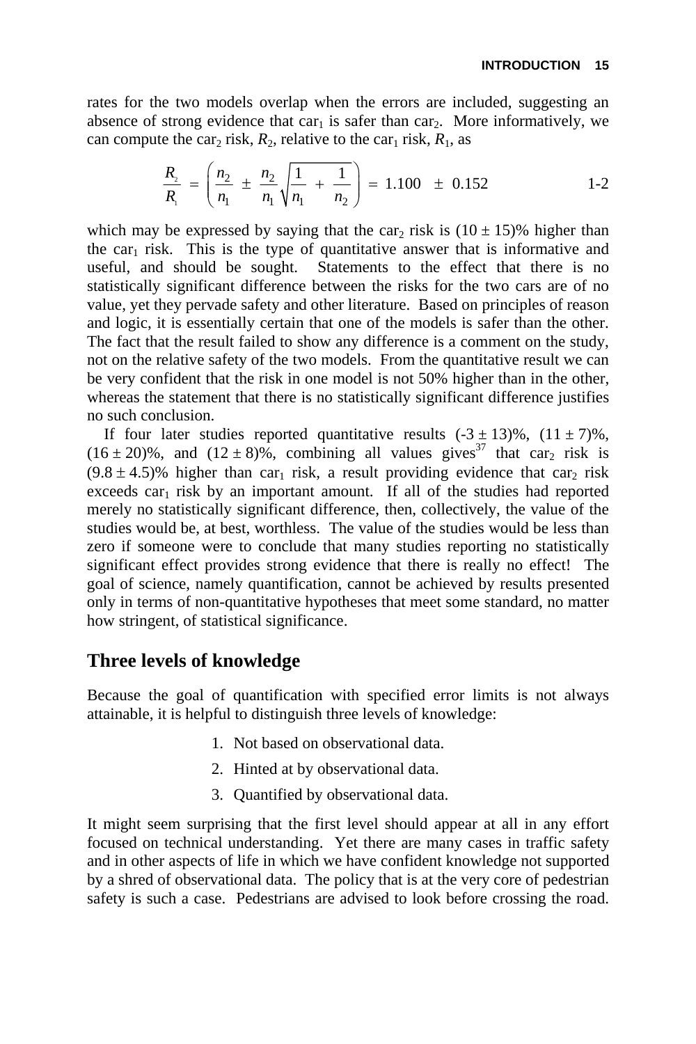rates for the two models overlap when the errors are included, suggesting an absence of strong evidence that $car_1$ is safer than $car_2$. More informatively, we can compute the $car_2$ risk, $R_2$, relative to the $car_1$ risk, $R_1$, as

$$\frac{R_2}{R_1} = \left( \frac{n_2}{n_1} \pm \frac{n_2}{n_1}\sqrt{\frac{1}{n_1} + \frac{1}{n_2}} \right) = 1.100 \pm 0.152 \qquad \text{1-2}$$

which may be expressed by saying that the $car_2$ risk is $(10 \pm 15)\%$ higher than the $car_1$ risk. This is the type of quantitative answer that is informative and useful, and should be sought. Statements to the effect that there is no statistically significant difference between the risks for the two cars are of no value, yet they pervade safety and other literature. Based on principles of reason and logic, it is essentially certain that one of the models is safer than the other. The fact that the result failed to show any difference is a comment on the study, not on the relative safety of the two models. From the quantitative result we can be very confident that the risk in one model is not 50% higher than in the other, whereas the statement that there is no statistically significant difference justifies no such conclusion.

If four later studies reported quantitative results $(-3 \pm 13)\%$, $(11 \pm 7)\%$, $(16 \pm 20)\%$, and $(12 \pm 8)\%$, combining all values gives[37] that $car_2$ risk is $(9.8 \pm 4.5)\%$ higher than $car_1$ risk, a result providing evidence that $car_2$ risk exceeds $car_1$ risk by an important amount. If all of the studies had reported merely no statistically significant difference, then, collectively, the value of the studies would be, at best, worthless. The value of the studies would be less than zero if someone were to conclude that many studies reporting no statistically significant effect provides strong evidence that there is really no effect! The goal of science, namely quantification, cannot be achieved by results presented only in terms of non-quantitative hypotheses that meet some standard, no matter how stringent, of statistical significance.

## Three levels of knowledge

Because the goal of quantification with specified error limits is not always attainable, it is helpful to distinguish three levels of knowledge:

1. Not based on observational data.
2. Hinted at by observational data.
3. Quantified by observational data.

It might seem surprising that the first level should appear at all in any effort focused on technical understanding. Yet there are many cases in traffic safety and in other aspects of life in which we have confident knowledge not supported by a shred of observational data. The policy that is at the very core of pedestrian safety is such a case. Pedestrians are advised to look before crossing the road.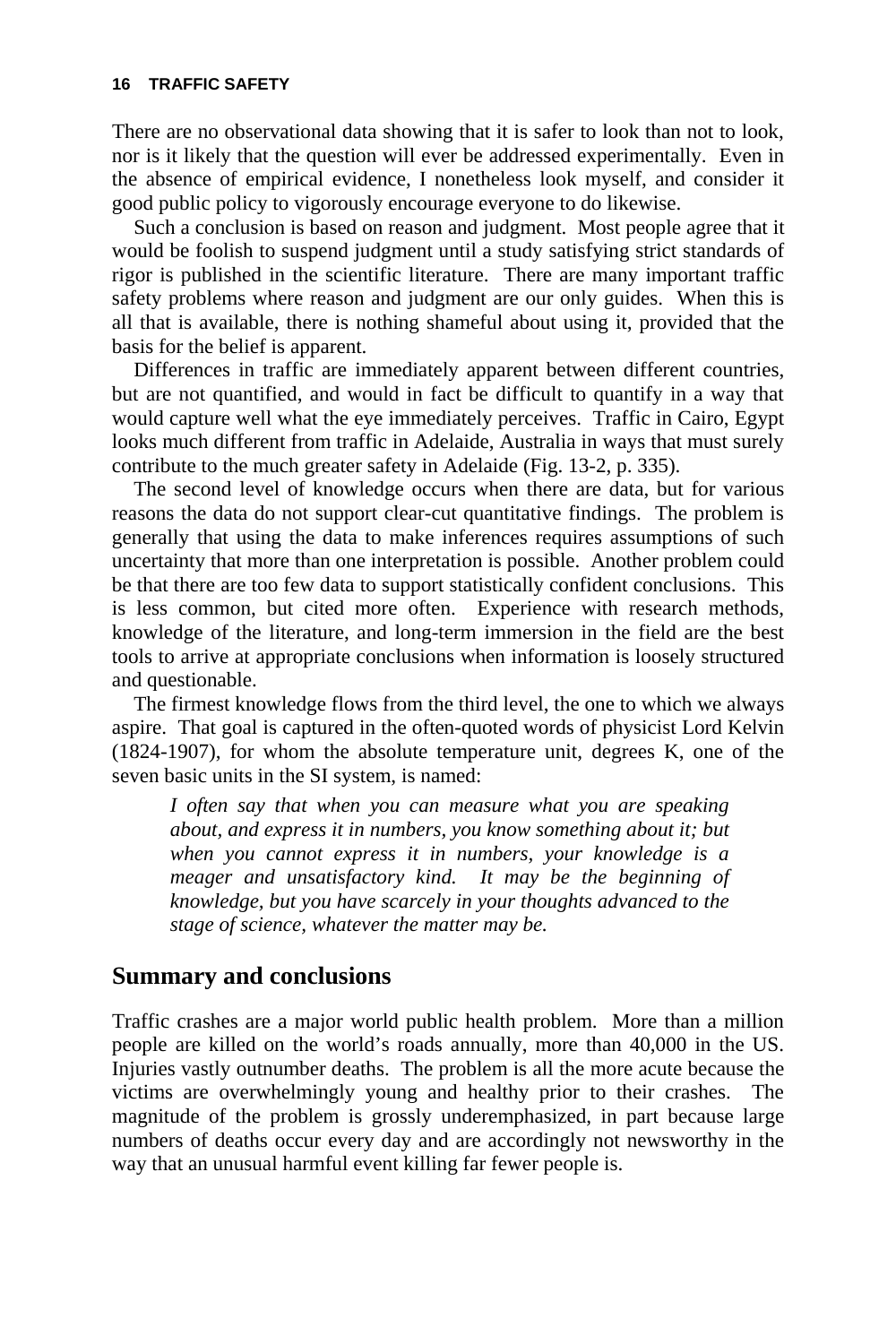There are no observational data showing that it is safer to look than not to look, nor is it likely that the question will ever be addressed experimentally. Even in the absence of empirical evidence, I nonetheless look myself, and consider it good public policy to vigorously encourage everyone to do likewise.

Such a conclusion is based on reason and judgment. Most people agree that it would be foolish to suspend judgment until a study satisfying strict standards of rigor is published in the scientific literature. There are many important traffic safety problems where reason and judgment are our only guides. When this is all that is available, there is nothing shameful about using it, provided that the basis for the belief is apparent.

Differences in traffic are immediately apparent between different countries, but are not quantified, and would in fact be difficult to quantify in a way that would capture well what the eye immediately perceives. Traffic in Cairo, Egypt looks much different from traffic in Adelaide, Australia in ways that must surely contribute to the much greater safety in Adelaide (Fig. 13-2, p. 335).

The second level of knowledge occurs when there are data, but for various reasons the data do not support clear-cut quantitative findings. The problem is generally that using the data to make inferences requires assumptions of such uncertainty that more than one interpretation is possible. Another problem could be that there are too few data to support statistically confident conclusions. This is less common, but cited more often. Experience with research methods, knowledge of the literature, and long-term immersion in the field are the best tools to arrive at appropriate conclusions when information is loosely structured and questionable.

The firmest knowledge flows from the third level, the one to which we always aspire. That goal is captured in the often-quoted words of physicist Lord Kelvin (1824-1907), for whom the absolute temperature unit, degrees K, one of the seven basic units in the SI system, is named:

> *I often say that when you can measure what you are speaking about, and express it in numbers, you know something about it; but when you cannot express it in numbers, your knowledge is a meager and unsatisfactory kind. It may be the beginning of knowledge, but you have scarcely in your thoughts advanced to the stage of science, whatever the matter may be.*

## Summary and conclusions

Traffic crashes are a major world public health problem. More than a million people are killed on the world's roads annually, more than 40,000 in the US. Injuries vastly outnumber deaths. The problem is all the more acute because the victims are overwhelmingly young and healthy prior to their crashes. The magnitude of the problem is grossly underemphasized, in part because large numbers of deaths occur every day and are accordingly not newsworthy in the way that an unusual harmful event killing far fewer people is.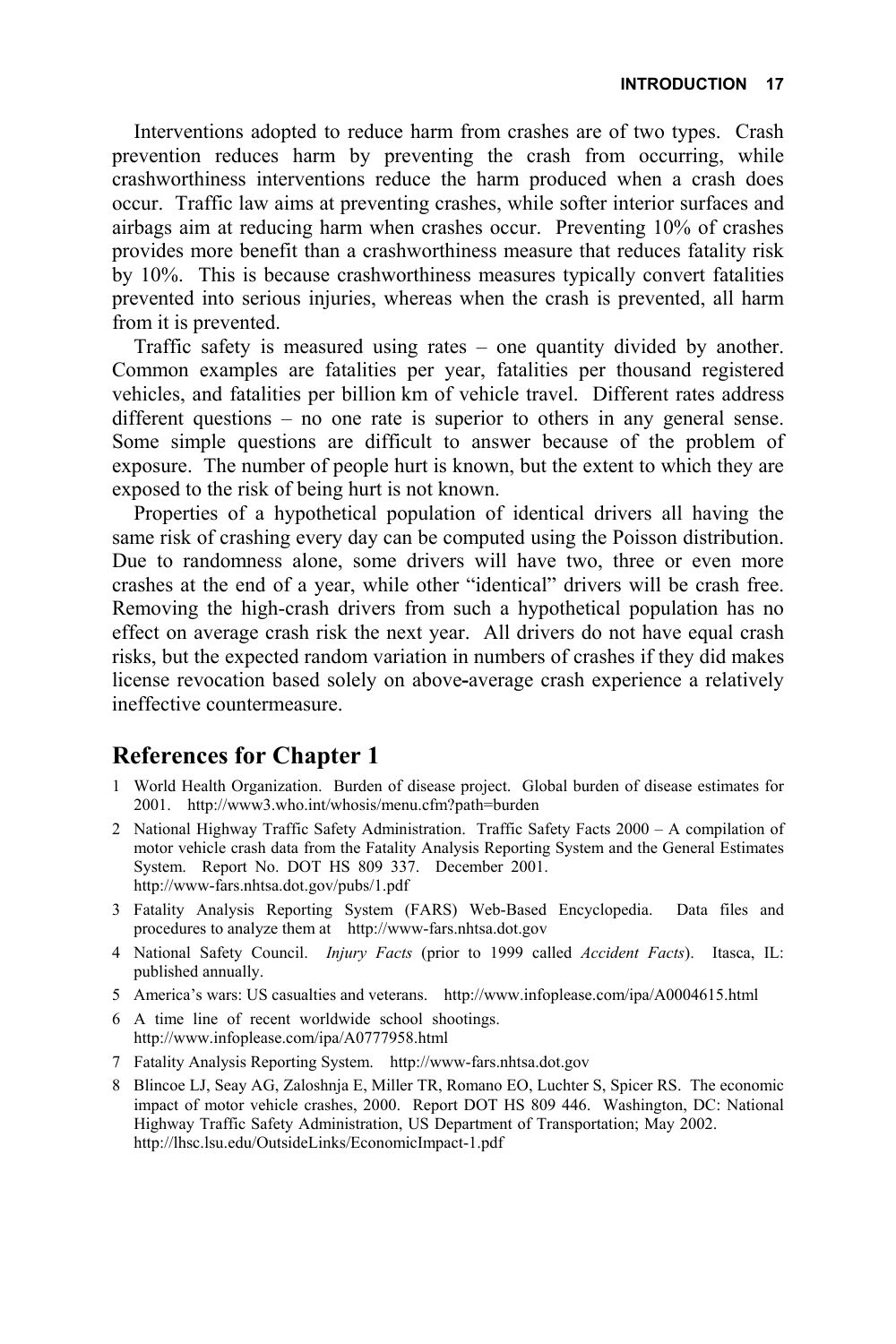Interventions adopted to reduce harm from crashes are of two types. Crash prevention reduces harm by preventing the crash from occurring, while crashworthiness interventions reduce the harm produced when a crash does occur. Traffic law aims at preventing crashes, while softer interior surfaces and airbags aim at reducing harm when crashes occur. Preventing 10% of crashes provides more benefit than a crashworthiness measure that reduces fatality risk by 10%. This is because crashworthiness measures typically convert fatalities prevented into serious injuries, whereas when the crash is prevented, all harm from it is prevented.

Traffic safety is measured using rates – one quantity divided by another. Common examples are fatalities per year, fatalities per thousand registered vehicles, and fatalities per billion km of vehicle travel. Different rates address different questions – no one rate is superior to others in any general sense. Some simple questions are difficult to answer because of the problem of exposure. The number of people hurt is known, but the extent to which they are exposed to the risk of being hurt is not known.

Properties of a hypothetical population of identical drivers all having the same risk of crashing every day can be computed using the Poisson distribution. Due to randomness alone, some drivers will have two, three or even more crashes at the end of a year, while other "identical" drivers will be crash free. Removing the high-crash drivers from such a hypothetical population has no effect on average crash risk the next year. All drivers do not have equal crash risks, but the expected random variation in numbers of crashes if they did makes license revocation based solely on above-average crash experience a relatively ineffective countermeasure.

## References for Chapter 1

1. World Health Organization. Burden of disease project. Global burden of disease estimates for 2001. http://www3.who.int/whosis/menu.cfm?path=burden
2. National Highway Traffic Safety Administration. Traffic Safety Facts 2000 – A compilation of motor vehicle crash data from the Fatality Analysis Reporting System and the General Estimates System. Report No. DOT HS 809 337. December 2001. http://www-fars.nhtsa.dot.gov/pubs/1.pdf
3. Fatality Analysis Reporting System (FARS) Web-Based Encyclopedia. Data files and procedures to analyze them at http://www-fars.nhtsa.dot.gov
4. National Safety Council. *Injury Facts* (prior to 1999 called *Accident Facts*). Itasca, IL: published annually.
5. America's wars: US casualties and veterans. http://www.infoplease.com/ipa/A0004615.html
6. A time line of recent worldwide school shootings. http://www.infoplease.com/ipa/A0777958.html
7. Fatality Analysis Reporting System. http://www-fars.nhtsa.dot.gov
8. Blincoe LJ, Seay AG, Zaloshnja E, Miller TR, Romano EO, Luchter S, Spicer RS. The economic impact of motor vehicle crashes, 2000. Report DOT HS 809 446. Washington, DC: National Highway Traffic Safety Administration, US Department of Transportation; May 2002. http://lhsc.lsu.edu/OutsideLinks/EconomicImpact-1.pdf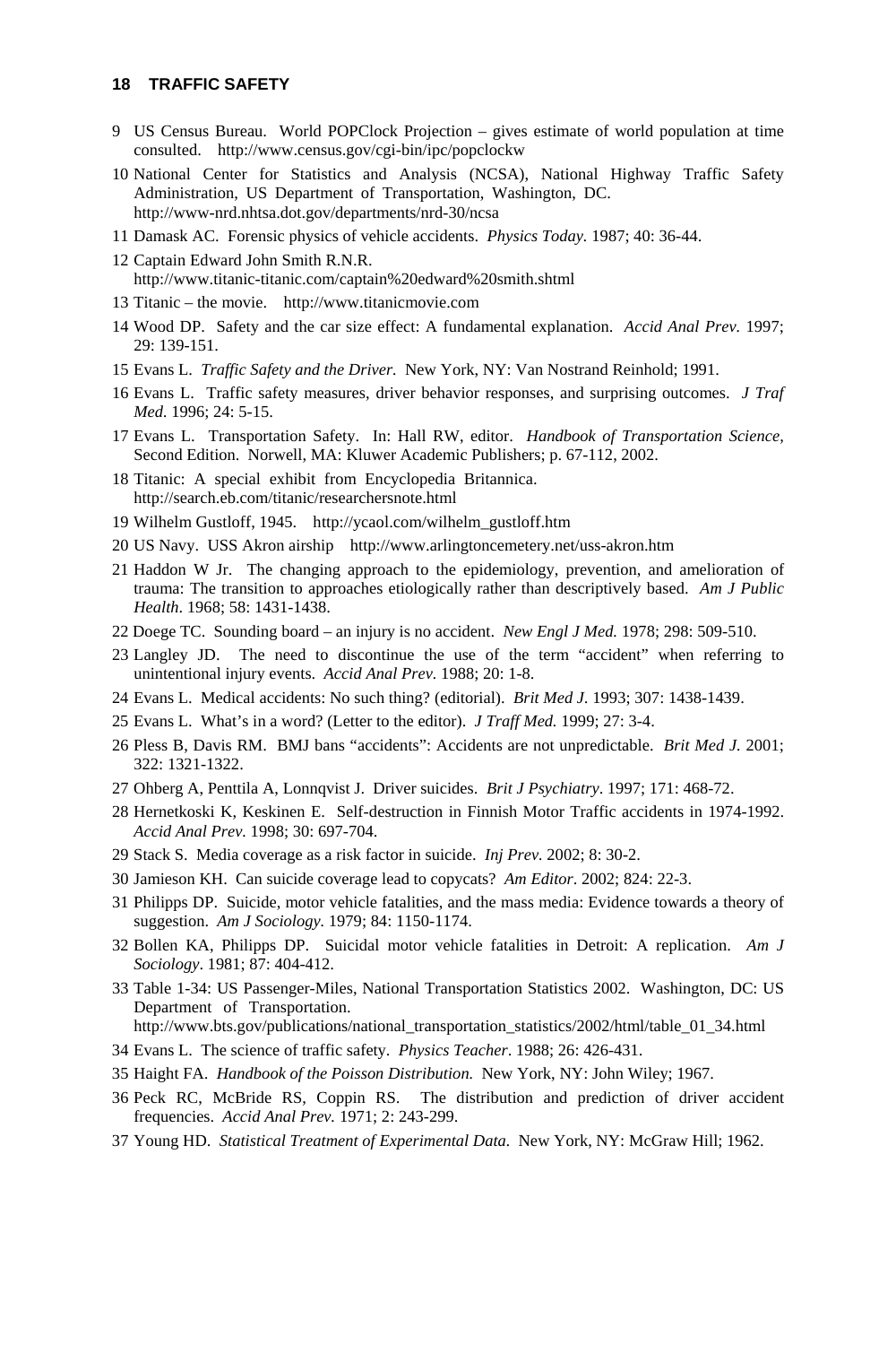9 US Census Bureau. World POPClock Projection – gives estimate of world population at time consulted. http://www.census.gov/cgi-bin/ipc/popclockw

10 National Center for Statistics and Analysis (NCSA), National Highway Traffic Safety Administration, US Department of Transportation, Washington, DC. http://www-nrd.nhtsa.dot.gov/departments/nrd-30/ncsa

11 Damask AC. Forensic physics of vehicle accidents. *Physics Today*. 1987; 40: 36-44.

12 Captain Edward John Smith R.N.R. http://www.titanic-titanic.com/captain%20edward%20smith.shtml

13 Titanic – the movie. http://www.titanicmovie.com

14 Wood DP. Safety and the car size effect: A fundamental explanation. *Accid Anal Prev.* 1997; 29: 139-151.

15 Evans L. *Traffic Safety and the Driver.* New York, NY: Van Nostrand Reinhold; 1991.

16 Evans L. Traffic safety measures, driver behavior responses, and surprising outcomes. *J Traf Med.* 1996; 24: 5-15.

17 Evans L. Transportation Safety. In: Hall RW, editor. *Handbook of Transportation Science*, Second Edition. Norwell, MA: Kluwer Academic Publishers; p. 67-112, 2002.

18 Titanic: A special exhibit from Encyclopedia Britannica. http://search.eb.com/titanic/researchersnote.html

19 Wilhelm Gustloff, 1945. http://ycaol.com/wilhelm_gustloff.htm

20 US Navy. USS Akron airship http://www.arlingtoncemetery.net/uss-akron.htm

21 Haddon W Jr. The changing approach to the epidemiology, prevention, and amelioration of trauma: The transition to approaches etiologically rather than descriptively based. *Am J Public Health*. 1968; 58: 1431-1438.

22 Doege TC. Sounding board – an injury is no accident. *New Engl J Med.* 1978; 298: 509-510.

23 Langley JD. The need to discontinue the use of the term "accident" when referring to unintentional injury events. *Accid Anal Prev*. 1988; 20: 1-8.

24 Evans L. Medical accidents: No such thing? (editorial). *Brit Med J*. 1993; 307: 1438-1439.

25 Evans L. What's in a word? (Letter to the editor). *J Traff Med.* 1999; 27: 3-4.

26 Pless B, Davis RM. BMJ bans "accidents": Accidents are not unpredictable. *Brit Med J*. 2001; 322: 1321-1322.

27 Ohberg A, Penttila A, Lonnqvist J. Driver suicides. *Brit J Psychiatry*. 1997; 171: 468-72.

28 Hernetkoski K, Keskinen E. Self-destruction in Finnish Motor Traffic accidents in 1974-1992. *Accid Anal Prev.* 1998; 30: 697-704.

29 Stack S. Media coverage as a risk factor in suicide. *Inj Prev.* 2002; 8: 30-2.

30 Jamieson KH. Can suicide coverage lead to copycats? *Am Editor*. 2002; 824: 22-3.

31 Philipps DP. Suicide, motor vehicle fatalities, and the mass media: Evidence towards a theory of suggestion. *Am J Sociology*. 1979; 84: 1150-1174.

32 Bollen KA, Philipps DP. Suicidal motor vehicle fatalities in Detroit: A replication. *Am J Sociology*. 1981; 87: 404-412.

33 Table 1-34: US Passenger-Miles, National Transportation Statistics 2002. Washington, DC: US Department of Transportation. http://www.bts.gov/publications/national_transportation_statistics/2002/html/table_01_34.html

34 Evans L. The science of traffic safety. *Physics Teacher*. 1988; 26: 426-431.

35 Haight FA. *Handbook of the Poisson Distribution.* New York, NY: John Wiley; 1967.

36 Peck RC, McBride RS, Coppin RS. The distribution and prediction of driver accident frequencies. *Accid Anal Prev.* 1971; 2: 243-299.

37 Young HD. *Statistical Treatment of Experimental Data.* New York, NY: McGraw Hill; 1962.